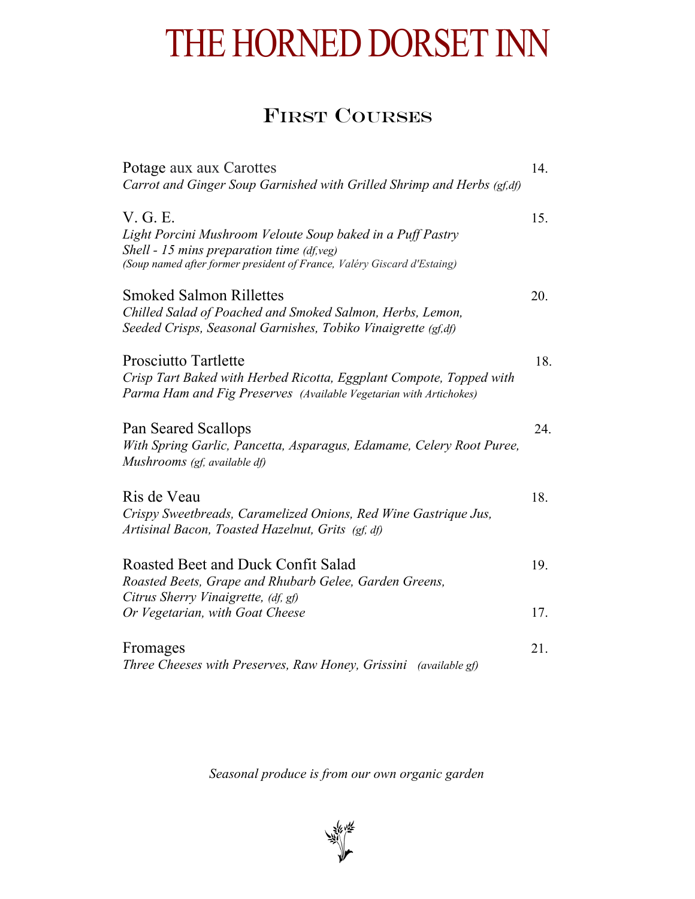# THE HORNED DORSET INN

## First Courses

Potage aux aux Carottes — 14.
*Carrot and Ginger Soup Garnished with Grilled Shrimp and Herbs (gf,df)*

V. G. E. — 15.
*Light Porcini Mushroom Veloute Soup baked in a Puff Pastry Shell - 15 mins preparation time (df,veg)*
*(Soup named after former president of France, Valéry Giscard d'Estaing)*

Smoked Salmon Rillettes — 20.
*Chilled Salad of Poached and Smoked Salmon, Herbs, Lemon, Seeded Crisps, Seasonal Garnishes, Tobiko Vinaigrette (gf,df)*

Prosciutto Tartlette — 18.
*Crisp Tart Baked with Herbed Ricotta, Eggplant Compote, Topped with Parma Ham and Fig Preserves (Available Vegetarian with Artichokes)*

Pan Seared Scallops — 24.
*With Spring Garlic, Pancetta, Asparagus, Edamame, Celery Root Puree, Mushrooms (gf, available df)*

Ris de Veau — 18.
*Crispy Sweetbreads, Caramelized Onions, Red Wine Gastrique Jus, Artisinal Bacon, Toasted Hazelnut, Grits (gf, df)*

Roasted Beet and Duck Confit Salad — 19.
*Roasted Beets, Grape and Rhubarb Gelee, Garden Greens, Citrus Sherry Vinaigrette, (df, gf)*
*Or Vegetarian, with Goat Cheese* — 17.

Fromages — 21.
*Three Cheeses with Preserves, Raw Honey, Grissini (available gf)*

*Seasonal produce is from our own organic garden*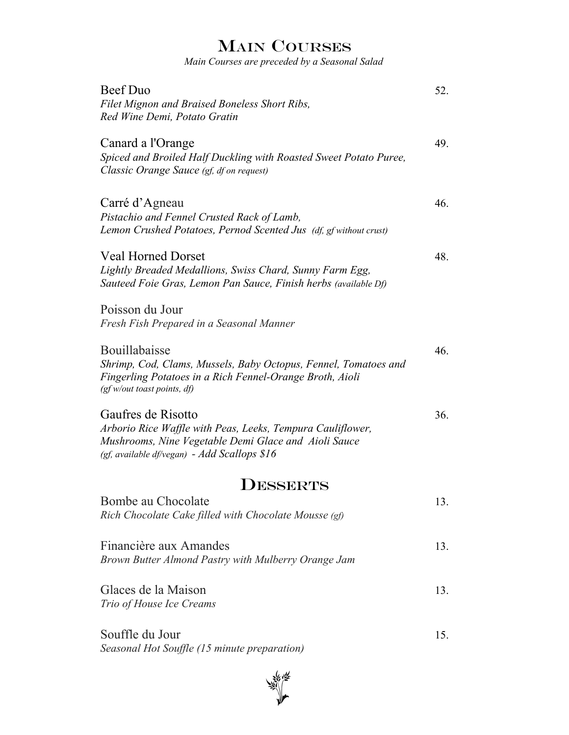## Main Courses

*Main Courses are preceded by a Seasonal Salad*

Beef Duo 52.
*Filet Mignon and Braised Boneless Short Ribs,*
*Red Wine Demi, Potato Gratin*

Canard a l'Orange 49.
*Spiced and Broiled Half Duckling with Roasted Sweet Potato Puree,*
*Classic Orange Sauce (gf, df on request)*

Carré d'Agneau 46.
*Pistachio and Fennel Crusted Rack of Lamb,*
*Lemon Crushed Potatoes, Pernod Scented Jus (df, gf without crust)*

Veal Horned Dorset 48.
*Lightly Breaded Medallions, Swiss Chard, Sunny Farm Egg,*
*Sauteed Foie Gras, Lemon Pan Sauce, Finish herbs (available Df)*

Poisson du Jour
*Fresh Fish Prepared in a Seasonal Manner*

Bouillabaisse 46.
*Shrimp, Cod, Clams, Mussels, Baby Octopus, Fennel, Tomatoes and*
*Fingerling Potatoes in a Rich Fennel-Orange Broth, Aioli*
*(gf w/out toast points, df)*

Gaufres de Risotto 36.
*Arborio Rice Waffle with Peas, Leeks, Tempura Cauliflower,*
*Mushrooms, Nine Vegetable Demi Glace and Aioli Sauce*
*(gf, available df/vegan) - Add Scallops $16*

## Desserts

Bombe au Chocolate 13.
*Rich Chocolate Cake filled with Chocolate Mousse (gf)*

Financière aux Amandes 13.
*Brown Butter Almond Pastry with Mulberry Orange Jam*

Glaces de la Maison 13.
*Trio of House Ice Creams*

Souffle du Jour 15.
*Seasonal Hot Souffle (15 minute preparation)*